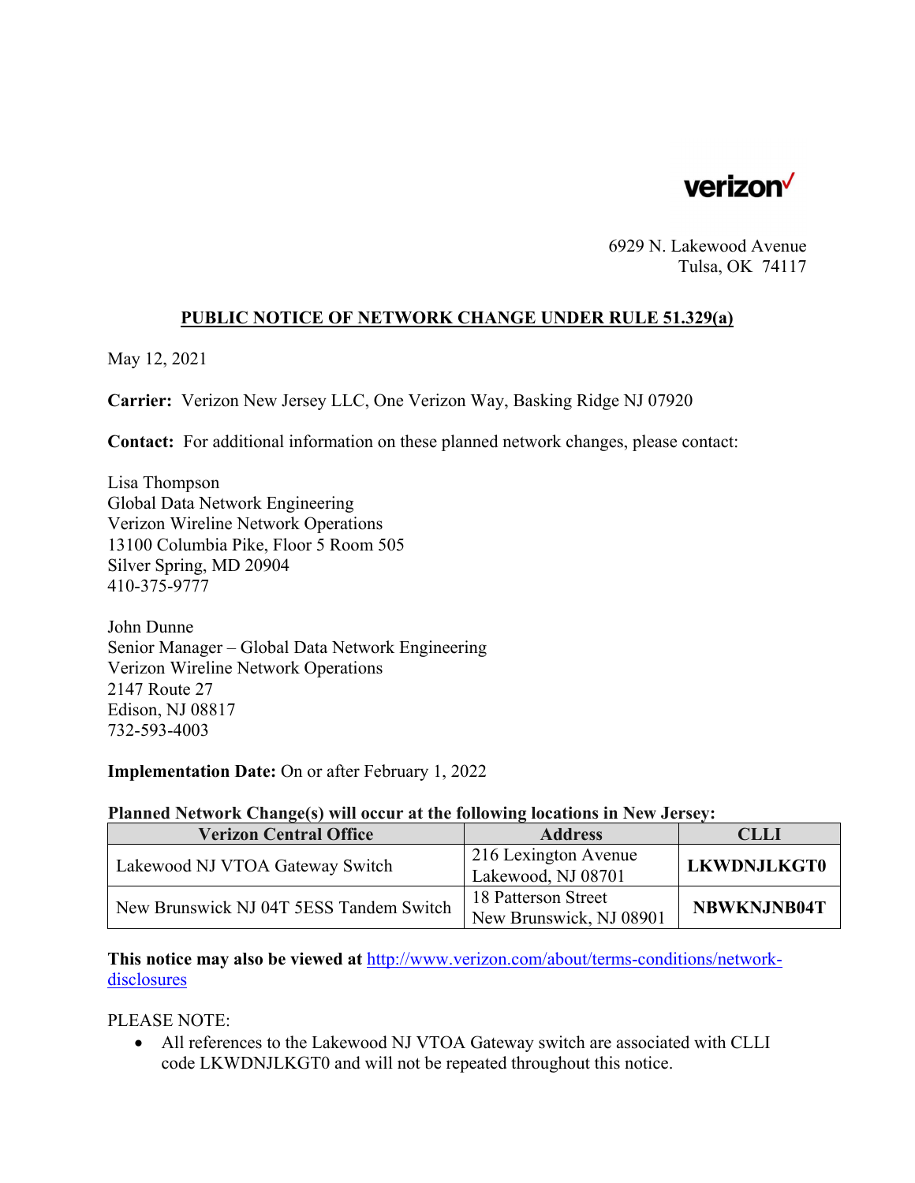verizon

6929 N. Lakewood Avenue
Tulsa, OK 74117

**PUBLIC NOTICE OF NETWORK CHANGE UNDER RULE 51.329(a)**

May 12, 2021

**Carrier:** Verizon New Jersey LLC, One Verizon Way, Basking Ridge NJ 07920

**Contact:** For additional information on these planned network changes, please contact:

Lisa Thompson
Global Data Network Engineering
Verizon Wireline Network Operations
13100 Columbia Pike, Floor 5 Room 505
Silver Spring, MD 20904
410-375-9777

John Dunne
Senior Manager – Global Data Network Engineering
Verizon Wireline Network Operations
2147 Route 27
Edison, NJ 08817
732-593-4003

**Implementation Date:** On or after February 1, 2022

**Planned Network Change(s) will occur at the following locations in New Jersey:**

| Verizon Central Office | Address | CLLI |
|---|---|---|
| Lakewood NJ VTOA Gateway Switch | 216 Lexington Avenue Lakewood, NJ 08701 | **LKWDNJLKGT0** |
| New Brunswick NJ 04T 5ESS Tandem Switch | 18 Patterson Street New Brunswick, NJ 08901 | **NBWKNJNB04T** |

**This notice may also be viewed at** http://www.verizon.com/about/terms-conditions/network-disclosures

PLEASE NOTE:

- All references to the Lakewood NJ VTOA Gateway switch are associated with CLLI code LKWDNJLKGT0 and will not be repeated throughout this notice.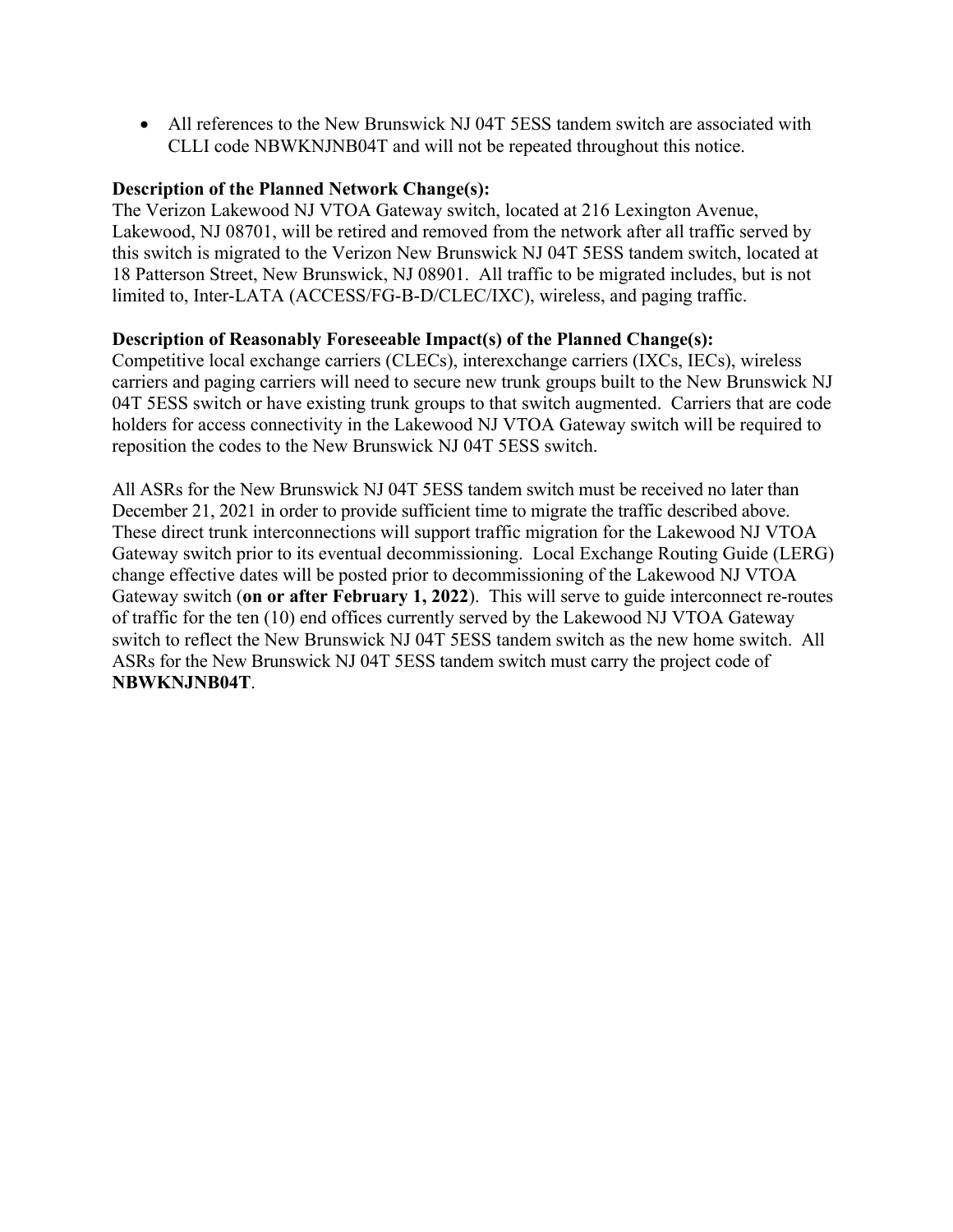- All references to the New Brunswick NJ 04T 5ESS tandem switch are associated with CLLI code NBWKNJNB04T and will not be repeated throughout this notice.

**Description of the Planned Network Change(s):**
The Verizon Lakewood NJ VTOA Gateway switch, located at 216 Lexington Avenue, Lakewood, NJ 08701, will be retired and removed from the network after all traffic served by this switch is migrated to the Verizon New Brunswick NJ 04T 5ESS tandem switch, located at 18 Patterson Street, New Brunswick, NJ 08901. All traffic to be migrated includes, but is not limited to, Inter-LATA (ACCESS/FG-B-D/CLEC/IXC), wireless, and paging traffic.

**Description of Reasonably Foreseeable Impact(s) of the Planned Change(s):**
Competitive local exchange carriers (CLECs), interexchange carriers (IXCs, IECs), wireless carriers and paging carriers will need to secure new trunk groups built to the New Brunswick NJ 04T 5ESS switch or have existing trunk groups to that switch augmented. Carriers that are code holders for access connectivity in the Lakewood NJ VTOA Gateway switch will be required to reposition the codes to the New Brunswick NJ 04T 5ESS switch.

All ASRs for the New Brunswick NJ 04T 5ESS tandem switch must be received no later than December 21, 2021 in order to provide sufficient time to migrate the traffic described above. These direct trunk interconnections will support traffic migration for the Lakewood NJ VTOA Gateway switch prior to its eventual decommissioning. Local Exchange Routing Guide (LERG) change effective dates will be posted prior to decommissioning of the Lakewood NJ VTOA Gateway switch (**on or after February 1, 2022**). This will serve to guide interconnect re-routes of traffic for the ten (10) end offices currently served by the Lakewood NJ VTOA Gateway switch to reflect the New Brunswick NJ 04T 5ESS tandem switch as the new home switch. All ASRs for the New Brunswick NJ 04T 5ESS tandem switch must carry the project code of **NBWKNJNB04T**.